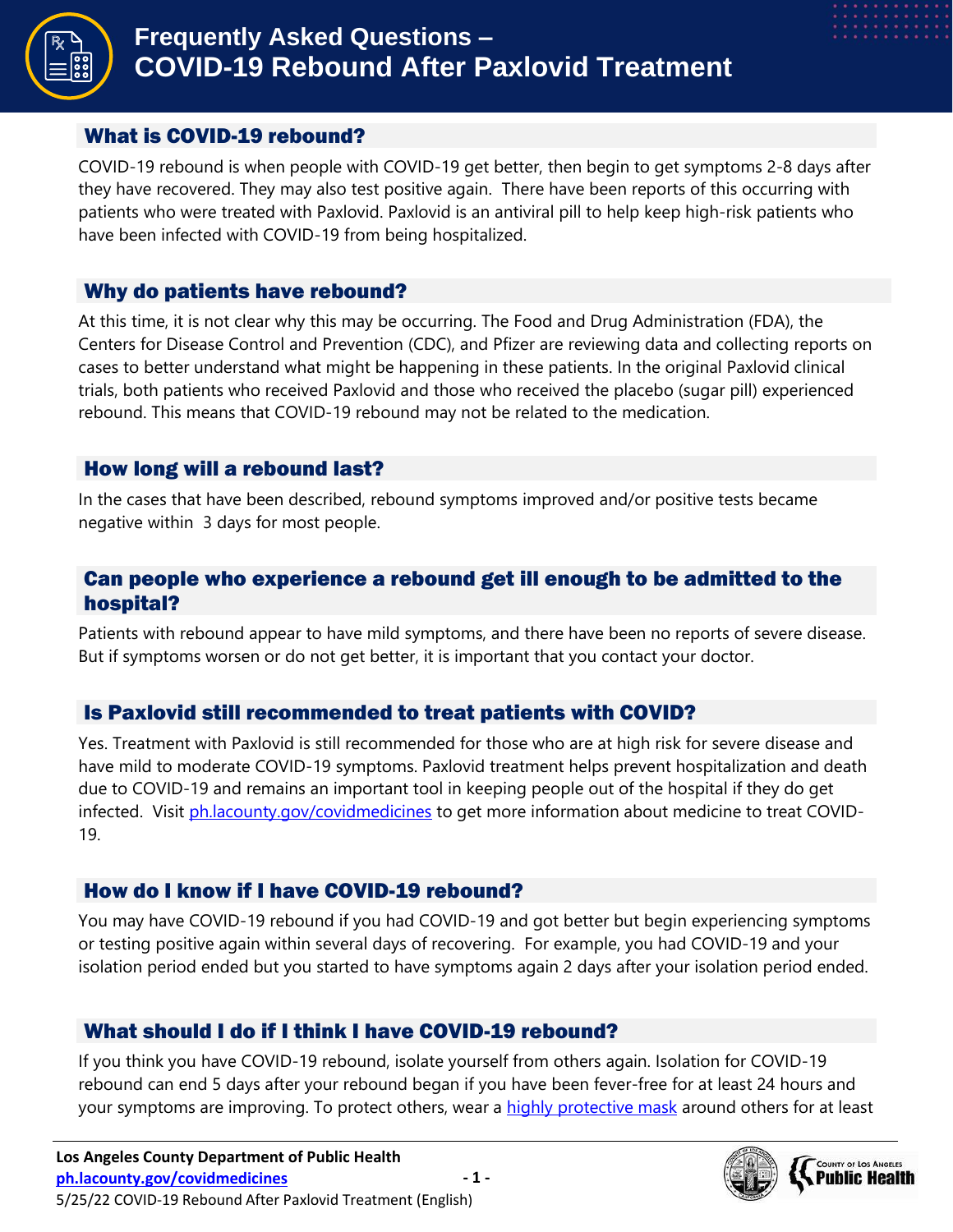# Frequently Asked Questions – COVID-19 Rebound After Paxlovid Treatment

## What is COVID-19 rebound?

COVID-19 rebound is when people with COVID-19 get better, then begin to get symptoms 2-8 days after they have recovered. They may also test positive again. There have been reports of this occurring with patients who were treated with Paxlovid. Paxlovid is an antiviral pill to help keep high-risk patients who have been infected with COVID-19 from being hospitalized.

## Why do patients have rebound?

At this time, it is not clear why this may be occurring. The Food and Drug Administration (FDA), the Centers for Disease Control and Prevention (CDC), and Pfizer are reviewing data and collecting reports on cases to better understand what might be happening in these patients. In the original Paxlovid clinical trials, both patients who received Paxlovid and those who received the placebo (sugar pill) experienced rebound. This means that COVID-19 rebound may not be related to the medication.

## How long will a rebound last?

In the cases that have been described, rebound symptoms improved and/or positive tests became negative within 3 days for most people.

## Can people who experience a rebound get ill enough to be admitted to the hospital?

Patients with rebound appear to have mild symptoms, and there have been no reports of severe disease. But if symptoms worsen or do not get better, it is important that you contact your doctor.

## Is Paxlovid still recommended to treat patients with COVID?

Yes. Treatment with Paxlovid is still recommended for those who are at high risk for severe disease and have mild to moderate COVID-19 symptoms. Paxlovid treatment helps prevent hospitalization and death due to COVID-19 and remains an important tool in keeping people out of the hospital if they do get infected. Visit ph.lacounty.gov/covidmedicines to get more information about medicine to treat COVID-19.

## How do I know if I have COVID-19 rebound?

You may have COVID-19 rebound if you had COVID-19 and got better but begin experiencing symptoms or testing positive again within several days of recovering. For example, you had COVID-19 and your isolation period ended but you started to have symptoms again 2 days after your isolation period ended.

## What should I do if I think I have COVID-19 rebound?

If you think you have COVID-19 rebound, isolate yourself from others again. Isolation for COVID-19 rebound can end 5 days after your rebound began if you have been fever-free for at least 24 hours and your symptoms are improving. To protect others, wear a highly protective mask around others for at least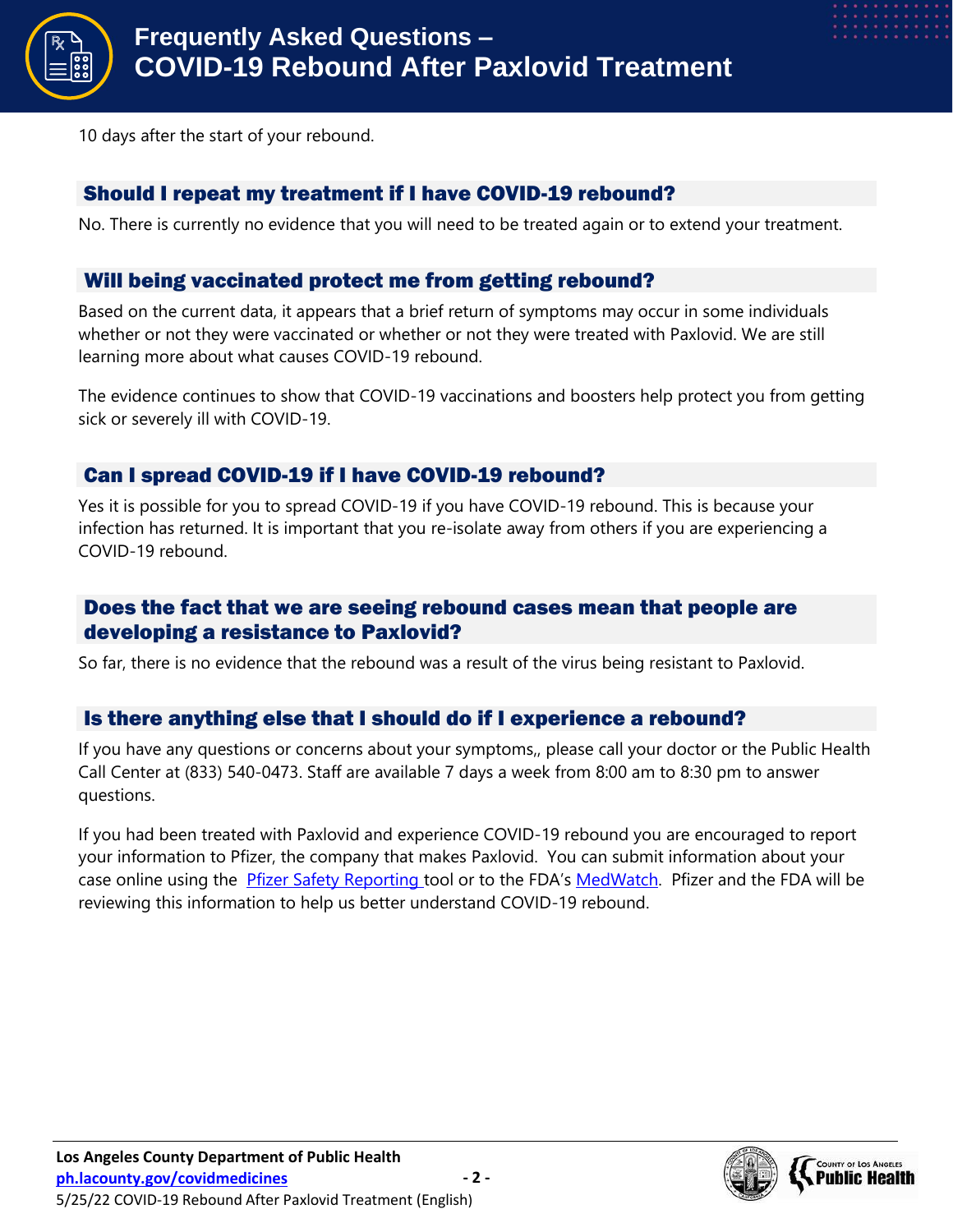10 days after the start of your rebound.

## Should I repeat my treatment if I have COVID-19 rebound?

No. There is currently no evidence that you will need to be treated again or to extend your treatment.

## Will being vaccinated protect me from getting rebound?

Based on the current data, it appears that a brief return of symptoms may occur in some individuals whether or not they were vaccinated or whether or not they were treated with Paxlovid. We are still learning more about what causes COVID-19 rebound.

The evidence continues to show that COVID-19 vaccinations and boosters help protect you from getting sick or severely ill with COVID-19.

## Can I spread COVID-19 if I have COVID-19 rebound?

Yes it is possible for you to spread COVID-19 if you have COVID-19 rebound. This is because your infection has returned. It is important that you re-isolate away from others if you are experiencing a COVID-19 rebound.

## Does the fact that we are seeing rebound cases mean that people are developing a resistance to Paxlovid?

So far, there is no evidence that the rebound was a result of the virus being resistant to Paxlovid.

## Is there anything else that I should do if I experience a rebound?

If you have any questions or concerns about your symptoms,, please call your doctor or the Public Health Call Center at (833) 540-0473. Staff are available 7 days a week from 8:00 am to 8:30 pm to answer questions.

If you had been treated with Paxlovid and experience COVID-19 rebound you are encouraged to report your information to Pfizer, the company that makes Paxlovid. You can submit information about your case online using the Pfizer Safety Reporting tool or to the FDA's MedWatch. Pfizer and the FDA will be reviewing this information to help us better understand COVID-19 rebound.

**Los Angeles County Department of Public Health**
**ph.lacounty.gov/covidmedicines**
5/25/22 COVID-19 Rebound After Paxlovid Treatment (English)